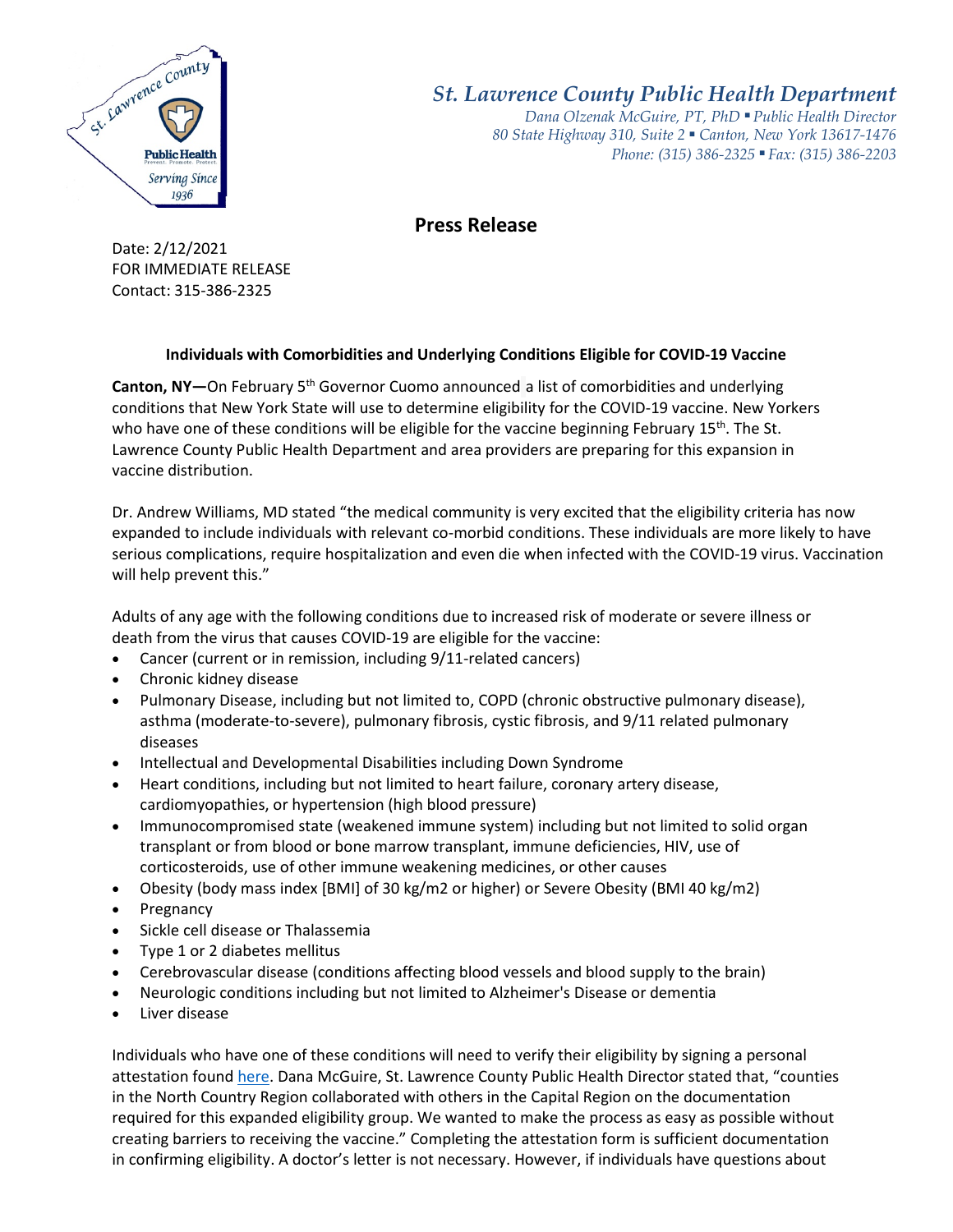# St. Lawrence County Public Health Department

*Dana Olzenak McGuire, PT, PhD ▪ Public Health Director*
*80 State Highway 310, Suite 2 ▪ Canton, New York 13617-1476*
*Phone: (315) 386-2325 ▪ Fax: (315) 386-2203*

## Press Release

Date: 2/12/2021
FOR IMMEDIATE RELEASE
Contact: 315-386-2325

**Individuals with Comorbidities and Underlying Conditions Eligible for COVID-19 Vaccine**

**Canton, NY—**On February 5th Governor Cuomo announced a list of comorbidities and underlying conditions that New York State will use to determine eligibility for the COVID-19 vaccine. New Yorkers who have one of these conditions will be eligible for the vaccine beginning February 15th. The St. Lawrence County Public Health Department and area providers are preparing for this expansion in vaccine distribution.

Dr. Andrew Williams, MD stated "the medical community is very excited that the eligibility criteria has now expanded to include individuals with relevant co-morbid conditions. These individuals are more likely to have serious complications, require hospitalization and even die when infected with the COVID-19 virus. Vaccination will help prevent this."

Adults of any age with the following conditions due to increased risk of moderate or severe illness or death from the virus that causes COVID-19 are eligible for the vaccine:

- Cancer (current or in remission, including 9/11-related cancers)
- Chronic kidney disease
- Pulmonary Disease, including but not limited to, COPD (chronic obstructive pulmonary disease), asthma (moderate-to-severe), pulmonary fibrosis, cystic fibrosis, and 9/11 related pulmonary diseases
- Intellectual and Developmental Disabilities including Down Syndrome
- Heart conditions, including but not limited to heart failure, coronary artery disease, cardiomyopathies, or hypertension (high blood pressure)
- Immunocompromised state (weakened immune system) including but not limited to solid organ transplant or from blood or bone marrow transplant, immune deficiencies, HIV, use of corticosteroids, use of other immune weakening medicines, or other causes
- Obesity (body mass index [BMI] of 30 kg/m2 or higher) or Severe Obesity (BMI 40 kg/m2)
- Pregnancy
- Sickle cell disease or Thalassemia
- Type 1 or 2 diabetes mellitus
- Cerebrovascular disease (conditions affecting blood vessels and blood supply to the brain)
- Neurologic conditions including but not limited to Alzheimer's Disease or dementia
- Liver disease

Individuals who have one of these conditions will need to verify their eligibility by signing a personal attestation found here. Dana McGuire, St. Lawrence County Public Health Director stated that, "counties in the North Country Region collaborated with others in the Capital Region on the documentation required for this expanded eligibility group. We wanted to make the process as easy as possible without creating barriers to receiving the vaccine." Completing the attestation form is sufficient documentation in confirming eligibility. A doctor's letter is not necessary. However, if individuals have questions about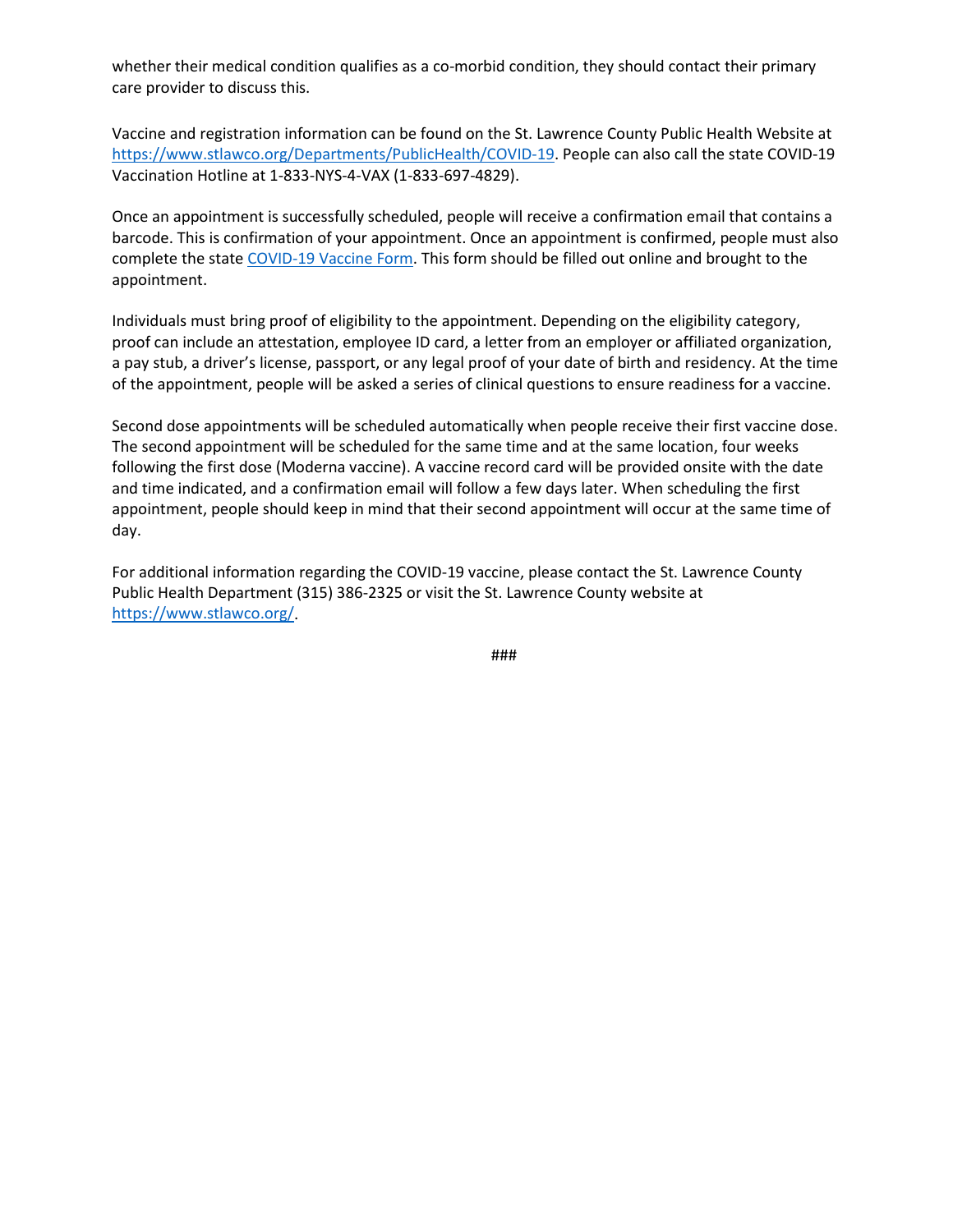whether their medical condition qualifies as a co-morbid condition, they should contact their primary care provider to discuss this.

Vaccine and registration information can be found on the St. Lawrence County Public Health Website at https://www.stlawco.org/Departments/PublicHealth/COVID-19. People can also call the state COVID-19 Vaccination Hotline at 1-833-NYS-4-VAX (1-833-697-4829).

Once an appointment is successfully scheduled, people will receive a confirmation email that contains a barcode. This is confirmation of your appointment. Once an appointment is confirmed, people must also complete the state COVID-19 Vaccine Form. This form should be filled out online and brought to the appointment.

Individuals must bring proof of eligibility to the appointment. Depending on the eligibility category, proof can include an attestation, employee ID card, a letter from an employer or affiliated organization, a pay stub, a driver's license, passport, or any legal proof of your date of birth and residency. At the time of the appointment, people will be asked a series of clinical questions to ensure readiness for a vaccine.

Second dose appointments will be scheduled automatically when people receive their first vaccine dose. The second appointment will be scheduled for the same time and at the same location, four weeks following the first dose (Moderna vaccine). A vaccine record card will be provided onsite with the date and time indicated, and a confirmation email will follow a few days later. When scheduling the first appointment, people should keep in mind that their second appointment will occur at the same time of day.

For additional information regarding the COVID-19 vaccine, please contact the St. Lawrence County Public Health Department (315) 386-2325 or visit the St. Lawrence County website at https://www.stlawco.org/.

###